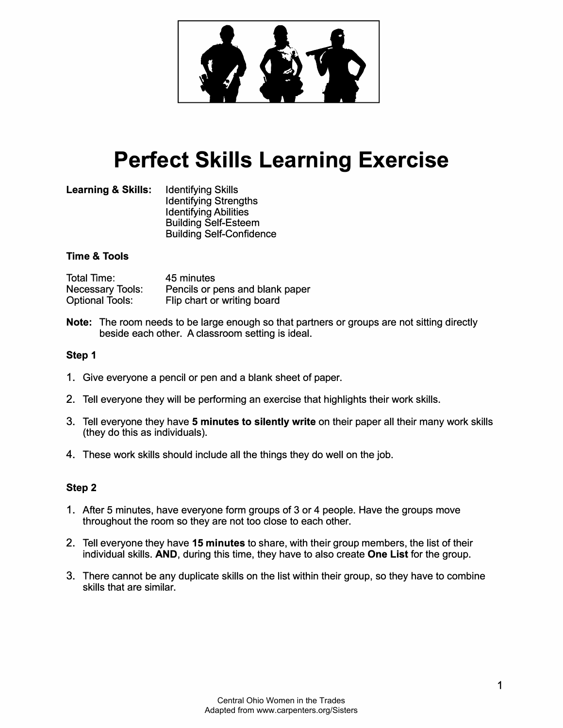# Perfect Skills Learning Exercise

**Learning & Skills:** Identifying Skills
Identifying Strengths
Identifying Abilities
Building Self-Esteem
Building Self-Confidence

**Time & Tools**

| | |
|---|---|
| Total Time: | 45 minutes |
| Necessary Tools: | Pencils or pens and blank paper |
| Optional Tools: | Flip chart or writing board |

**Note:** The room needs to be large enough so that partners or groups are not sitting directly beside each other. A classroom setting is ideal.

**Step 1**

1. Give everyone a pencil or pen and a blank sheet of paper.
2. Tell everyone they will be performing an exercise that highlights their work skills.
3. Tell everyone they have **5 minutes to silently write** on their paper all their many work skills (they do this as individuals).
4. These work skills should include all the things they do well on the job.

**Step 2**

1. After 5 minutes, have everyone form groups of 3 or 4 people. Have the groups move throughout the room so they are not too close to each other.
2. Tell everyone they have **15 minutes** to share, with their group members, the list of their individual skills. **AND**, during this time, they have to also create **One List** for the group.
3. There cannot be any duplicate skills on the list within their group, so they have to combine skills that are similar.

Central Ohio Women in the Trades
Adapted from www.carpenters.org/Sisters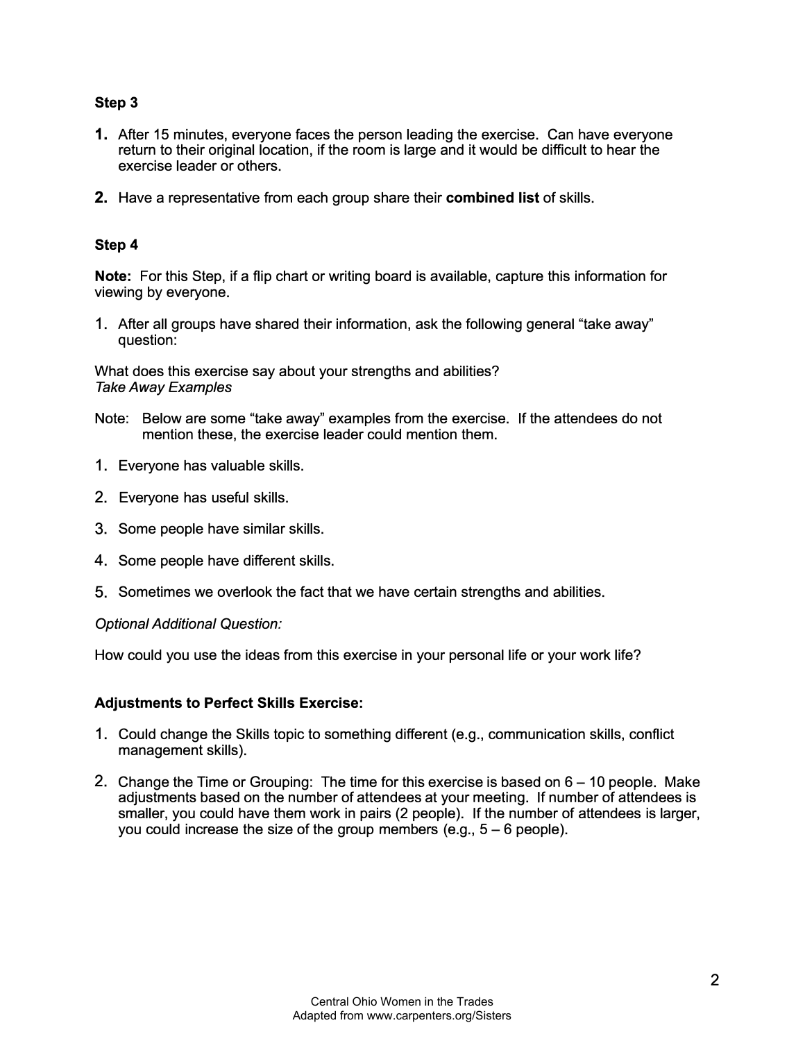**Step 3**

1. After 15 minutes, everyone faces the person leading the exercise. Can have everyone return to their original location, if the room is large and it would be difficult to hear the exercise leader or others.

2. Have a representative from each group share their **combined list** of skills.

**Step 4**

**Note:** For this Step, if a flip chart or writing board is available, capture this information for viewing by everyone.

1. After all groups have shared their information, ask the following general "take away" question:

What does this exercise say about your strengths and abilities?
*Take Away Examples*

Note: Below are some "take away" examples from the exercise. If the attendees do not mention these, the exercise leader could mention them.

1. Everyone has valuable skills.

2. Everyone has useful skills.

3. Some people have similar skills.

4. Some people have different skills.

5. Sometimes we overlook the fact that we have certain strengths and abilities.

*Optional Additional Question:*

How could you use the ideas from this exercise in your personal life or your work life?

**Adjustments to Perfect Skills Exercise:**

1. Could change the Skills topic to something different (e.g., communication skills, conflict management skills).

2. Change the Time or Grouping: The time for this exercise is based on 6 – 10 people. Make adjustments based on the number of attendees at your meeting. If number of attendees is smaller, you could have them work in pairs (2 people). If the number of attendees is larger, you could increase the size of the group members (e.g., 5 – 6 people).

Central Ohio Women in the Trades
Adapted from www.carpenters.org/Sisters